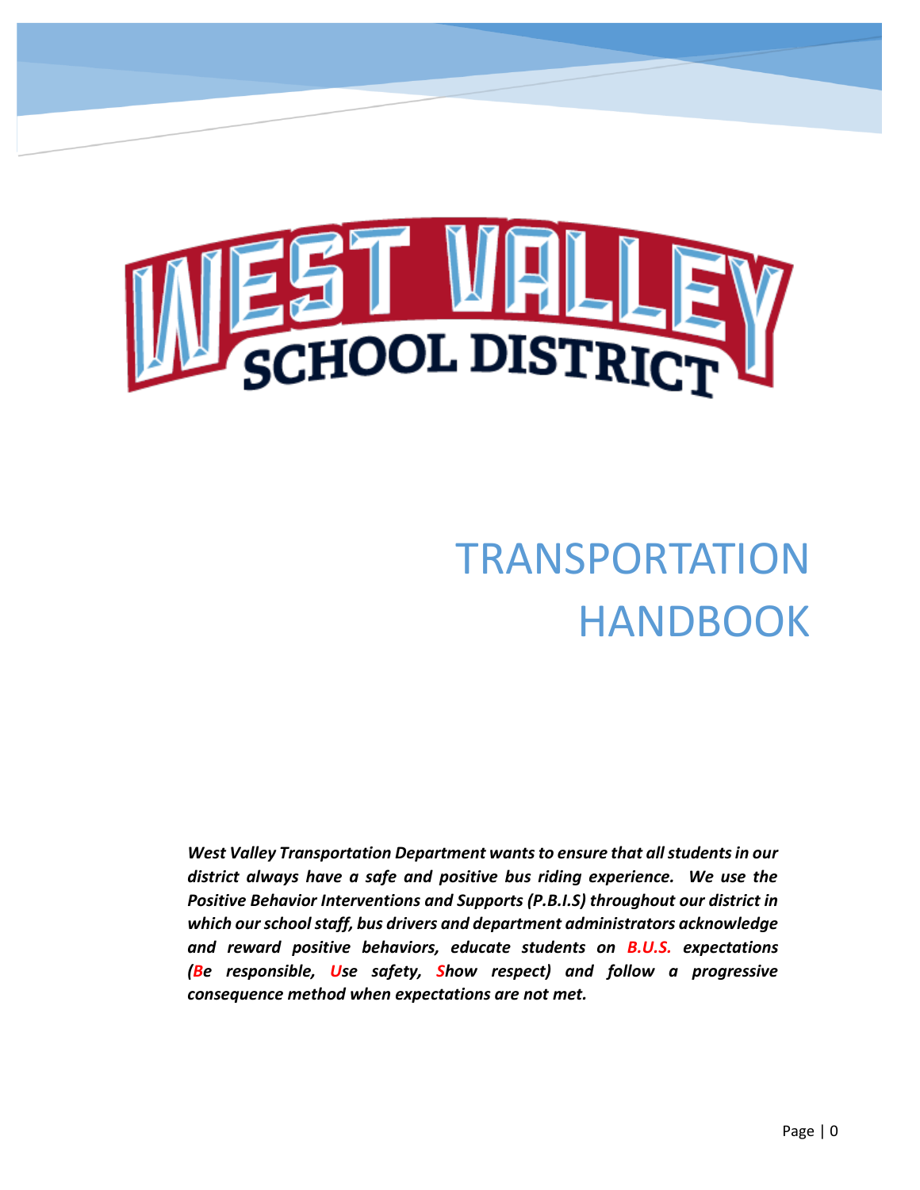# WEST VALLEY SCHOOL DISTRICT

# TRANSPORTATION HANDBOOK

***West Valley Transportation Department wants to ensure that all students in our district always have a safe and positive bus riding experience. We use the Positive Behavior Interventions and Supports (P.B.I.S) throughout our district in which our school staff, bus drivers and department administrators acknowledge and reward positive behaviors, educate students on B.U.S. expectations (Be responsible, Use safety, Show respect) and follow a progressive consequence method when expectations are not met.***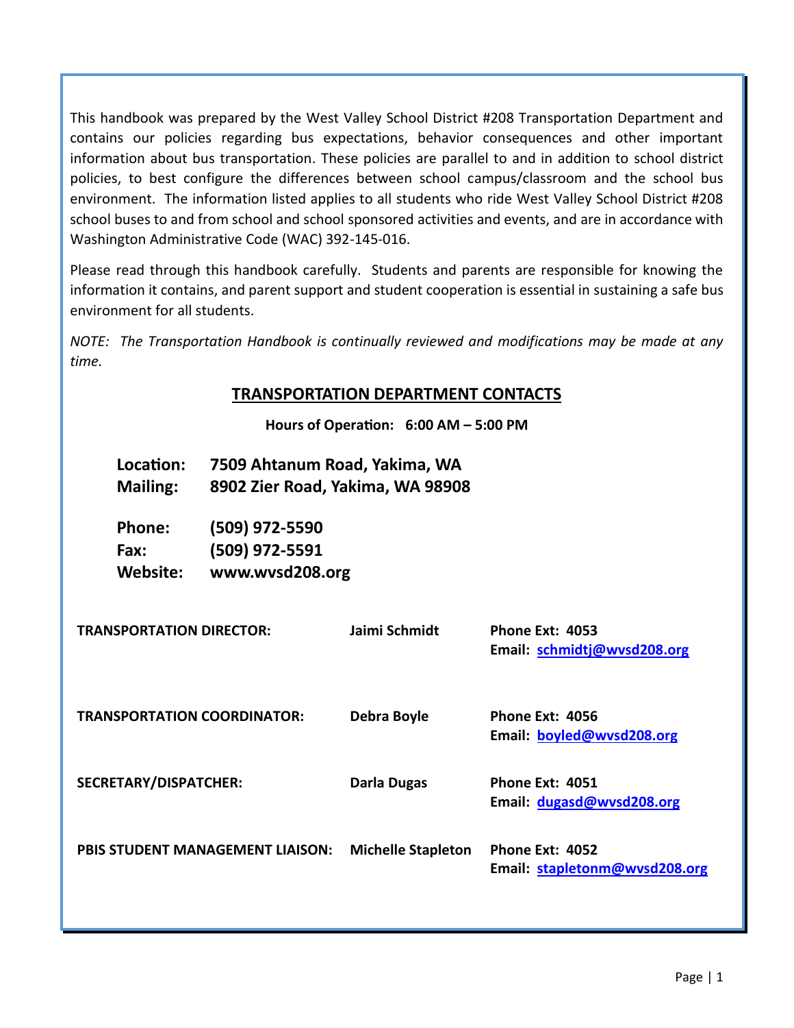This handbook was prepared by the West Valley School District #208 Transportation Department and contains our policies regarding bus expectations, behavior consequences and other important information about bus transportation. These policies are parallel to and in addition to school district policies, to best configure the differences between school campus/classroom and the school bus environment. The information listed applies to all students who ride West Valley School District #208 school buses to and from school and school sponsored activities and events, and are in accordance with Washington Administrative Code (WAC) 392-145-016.

Please read through this handbook carefully. Students and parents are responsible for knowing the information it contains, and parent support and student cooperation is essential in sustaining a safe bus environment for all students.

*NOTE: The Transportation Handbook is continually reviewed and modifications may be made at any time.*

## TRANSPORTATION DEPARTMENT CONTACTS

**Hours of Operation: 6:00 AM – 5:00 PM**

**Location:** **7509 Ahtanum Road, Yakima, WA**
**Mailing:** **8902 Zier Road, Yakima, WA 98908**

**Phone:** **(509) 972-5590**
**Fax:** **(509) 972-5591**
**Website:** **www.wvsd208.org**

| | | |
|---|---|---|
| **TRANSPORTATION DIRECTOR:** | **Jaimi Schmidt** | **Phone Ext: 4053**<br>**Email: schmidtj@wvsd208.org** |
| **TRANSPORTATION COORDINATOR:** | **Debra Boyle** | **Phone Ext: 4056**<br>**Email: boyled@wvsd208.org** |
| **SECRETARY/DISPATCHER:** | **Darla Dugas** | **Phone Ext: 4051**<br>**Email: dugasd@wvsd208.org** |
| **PBIS STUDENT MANAGEMENT LIAISON:** | **Michelle Stapleton** | **Phone Ext: 4052**<br>**Email: stapletonm@wvsd208.org** |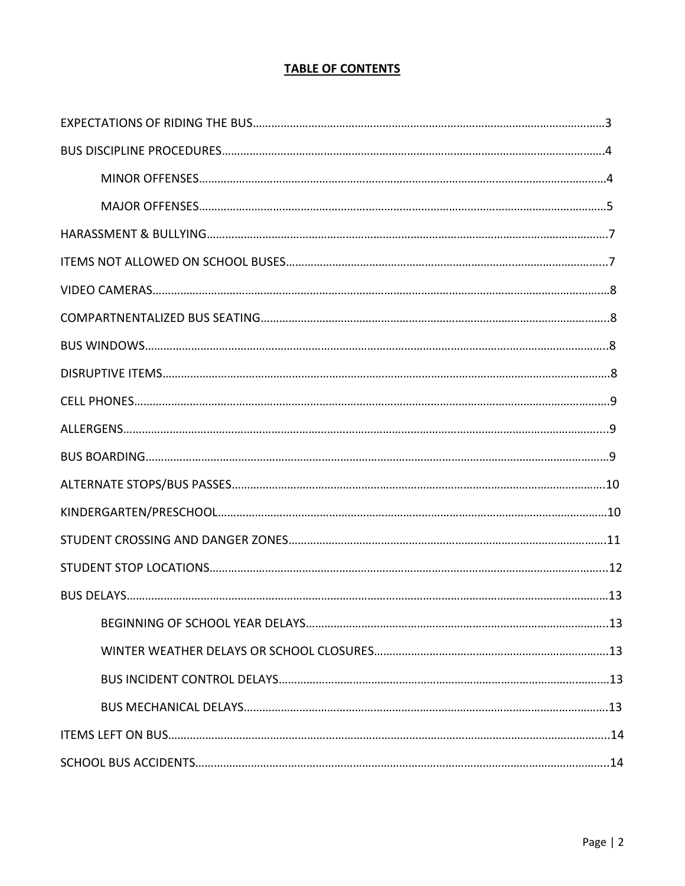# TABLE OF CONTENTS

EXPECTATIONS OF RIDING THE BUS……………………………………………………………………………………………3

BUS DISCIPLINE PROCEDURES………………………………………………………………………………………………4

- MINOR OFFENSES……………………………………………………………………………………………………4
- MAJOR OFFENSES……………………………………………………………………………………………………5

HARASSMENT & BULLYING……………………………………………………………………………………………………7

ITEMS NOT ALLOWED ON SCHOOL BUSES…………………………………………………………………………………7

VIDEO CAMERAS………………………………………………………………………………………………………………8

COMPARTNENTALIZED BUS SEATING…………………………………………………………………………………………8

BUS WINDOWS…………………………………………………………………………………………………………………8

DISRUPTIVE ITEMS……………………………………………………………………………………………………………8

CELL PHONES…………………………………………………………………………………………………………………9

ALLERGENS……………………………………………………………………………………………………………………9

BUS BOARDING………………………………………………………………………………………………………………9

ALTERNATE STOPS/BUS PASSES……………………………………………………………………………………………10

KINDERGARTEN/PRESCHOOL………………………………………………………………………………………………10

STUDENT CROSSING AND DANGER ZONES…………………………………………………………………………………11

STUDENT STOP LOCATIONS…………………………………………………………………………………………………12

BUS DELAYS…………………………………………………………………………………………………………………13

- BEGINNING OF SCHOOL YEAR DELAYS……………………………………………………………………………13
- WINTER WEATHER DELAYS OR SCHOOL CLOSURES……………………………………………………………13
- BUS INCIDENT CONTROL DELAYS…………………………………………………………………………………13
- BUS MECHANICAL DELAYS…………………………………………………………………………………………13

ITEMS LEFT ON BUS…………………………………………………………………………………………………………14

SCHOOL BUS ACCIDENTS……………………………………………………………………………………………………14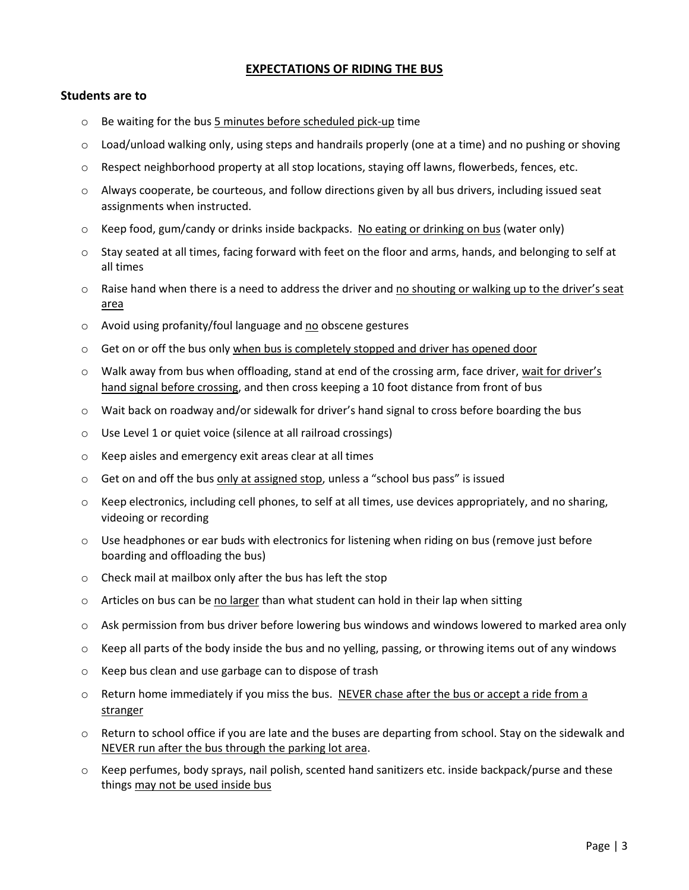## EXPECTATIONS OF RIDING THE BUS

### Students are to

- Be waiting for the bus 5 minutes before scheduled pick-up time
- Load/unload walking only, using steps and handrails properly (one at a time) and no pushing or shoving
- Respect neighborhood property at all stop locations, staying off lawns, flowerbeds, fences, etc.
- Always cooperate, be courteous, and follow directions given by all bus drivers, including issued seat assignments when instructed.
- Keep food, gum/candy or drinks inside backpacks. No eating or drinking on bus (water only)
- Stay seated at all times, facing forward with feet on the floor and arms, hands, and belonging to self at all times
- Raise hand when there is a need to address the driver and no shouting or walking up to the driver's seat area
- Avoid using profanity/foul language and no obscene gestures
- Get on or off the bus only when bus is completely stopped and driver has opened door
- Walk away from bus when offloading, stand at end of the crossing arm, face driver, wait for driver's hand signal before crossing, and then cross keeping a 10 foot distance from front of bus
- Wait back on roadway and/or sidewalk for driver's hand signal to cross before boarding the bus
- Use Level 1 or quiet voice (silence at all railroad crossings)
- Keep aisles and emergency exit areas clear at all times
- Get on and off the bus only at assigned stop, unless a "school bus pass" is issued
- Keep electronics, including cell phones, to self at all times, use devices appropriately, and no sharing, videoing or recording
- Use headphones or ear buds with electronics for listening when riding on bus (remove just before boarding and offloading the bus)
- Check mail at mailbox only after the bus has left the stop
- Articles on bus can be no larger than what student can hold in their lap when sitting
- Ask permission from bus driver before lowering bus windows and windows lowered to marked area only
- Keep all parts of the body inside the bus and no yelling, passing, or throwing items out of any windows
- Keep bus clean and use garbage can to dispose of trash
- Return home immediately if you miss the bus. NEVER chase after the bus or accept a ride from a stranger
- Return to school office if you are late and the buses are departing from school. Stay on the sidewalk and NEVER run after the bus through the parking lot area.
- Keep perfumes, body sprays, nail polish, scented hand sanitizers etc. inside backpack/purse and these things may not be used inside bus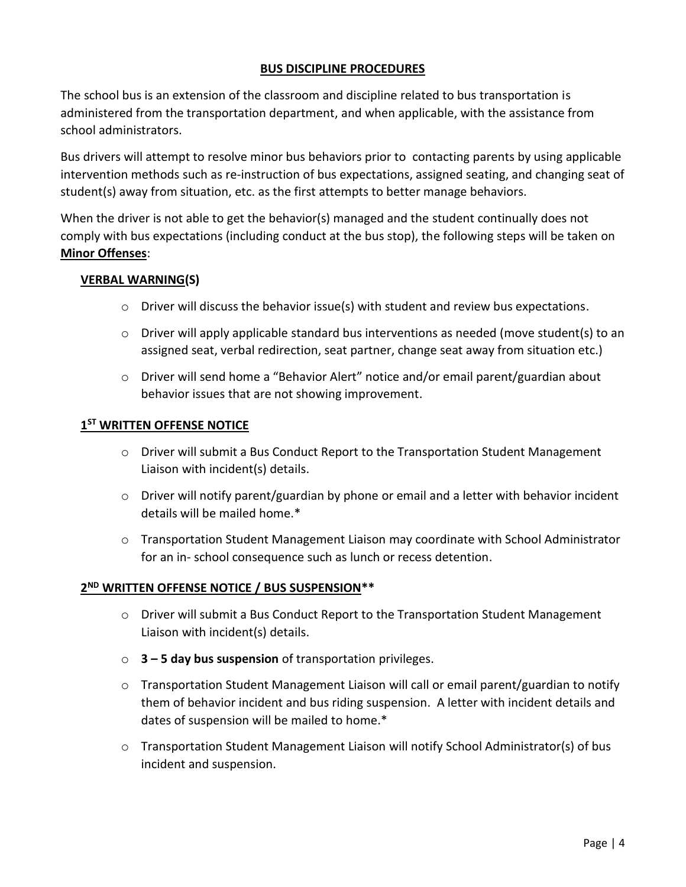## BUS DISCIPLINE PROCEDURES

The school bus is an extension of the classroom and discipline related to bus transportation is administered from the transportation department, and when applicable, with the assistance from school administrators.

Bus drivers will attempt to resolve minor bus behaviors prior to contacting parents by using applicable intervention methods such as re-instruction of bus expectations, assigned seating, and changing seat of student(s) away from situation, etc. as the first attempts to better manage behaviors.

When the driver is not able to get the behavior(s) managed and the student continually does not comply with bus expectations (including conduct at the bus stop), the following steps will be taken on **Minor Offenses**:

### VERBAL WARNING(S)

- Driver will discuss the behavior issue(s) with student and review bus expectations.
- Driver will apply applicable standard bus interventions as needed (move student(s) to an assigned seat, verbal redirection, seat partner, change seat away from situation etc.)
- Driver will send home a "Behavior Alert" notice and/or email parent/guardian about behavior issues that are not showing improvement.

### 1ST WRITTEN OFFENSE NOTICE

- Driver will submit a Bus Conduct Report to the Transportation Student Management Liaison with incident(s) details.
- Driver will notify parent/guardian by phone or email and a letter with behavior incident details will be mailed home.*
- Transportation Student Management Liaison may coordinate with School Administrator for an in- school consequence such as lunch or recess detention.

### 2ND WRITTEN OFFENSE NOTICE / BUS SUSPENSION**

- Driver will submit a Bus Conduct Report to the Transportation Student Management Liaison with incident(s) details.
- **3 – 5 day bus suspension** of transportation privileges.
- Transportation Student Management Liaison will call or email parent/guardian to notify them of behavior incident and bus riding suspension. A letter with incident details and dates of suspension will be mailed to home.*
- Transportation Student Management Liaison will notify School Administrator(s) of bus incident and suspension.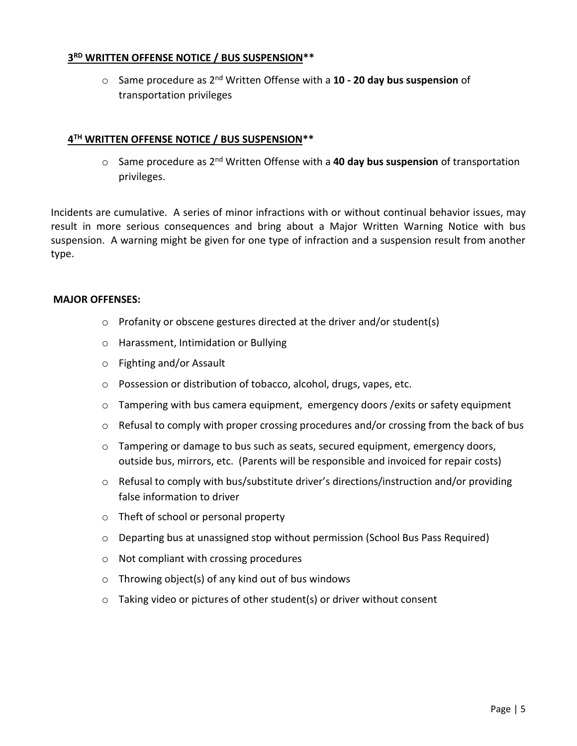**3RD WRITTEN OFFENSE NOTICE / BUS SUSPENSION****

- Same procedure as 2nd Written Offense with a **10 - 20 day bus suspension** of transportation privileges

**4TH WRITTEN OFFENSE NOTICE / BUS SUSPENSION****

- Same procedure as 2nd Written Offense with a **40 day bus suspension** of transportation privileges.

Incidents are cumulative. A series of minor infractions with or without continual behavior issues, may result in more serious consequences and bring about a Major Written Warning Notice with bus suspension. A warning might be given for one type of infraction and a suspension result from another type.

**MAJOR OFFENSES:**

- Profanity or obscene gestures directed at the driver and/or student(s)
- Harassment, Intimidation or Bullying
- Fighting and/or Assault
- Possession or distribution of tobacco, alcohol, drugs, vapes, etc.
- Tampering with bus camera equipment, emergency doors /exits or safety equipment
- Refusal to comply with proper crossing procedures and/or crossing from the back of bus
- Tampering or damage to bus such as seats, secured equipment, emergency doors, outside bus, mirrors, etc. (Parents will be responsible and invoiced for repair costs)
- Refusal to comply with bus/substitute driver's directions/instruction and/or providing false information to driver
- Theft of school or personal property
- Departing bus at unassigned stop without permission (School Bus Pass Required)
- Not compliant with crossing procedures
- Throwing object(s) of any kind out of bus windows
- Taking video or pictures of other student(s) or driver without consent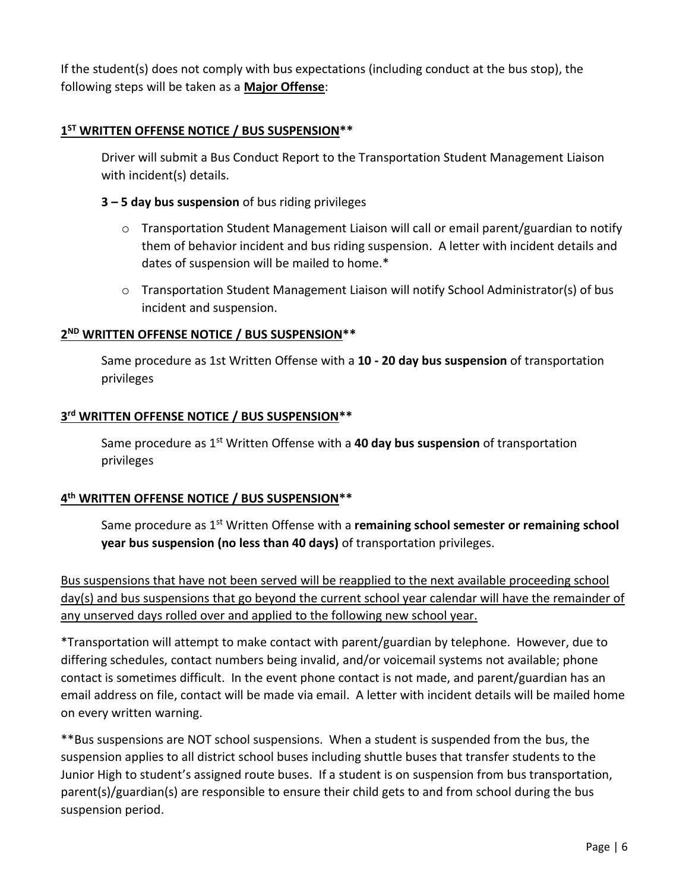If the student(s) does not comply with bus expectations (including conduct at the bus stop), the following steps will be taken as a **Major Offense**:

### 1ST WRITTEN OFFENSE NOTICE / BUS SUSPENSION**

Driver will submit a Bus Conduct Report to the Transportation Student Management Liaison with incident(s) details.

**3 – 5 day bus suspension** of bus riding privileges

- Transportation Student Management Liaison will call or email parent/guardian to notify them of behavior incident and bus riding suspension. A letter with incident details and dates of suspension will be mailed to home.*
- Transportation Student Management Liaison will notify School Administrator(s) of bus incident and suspension.

### 2ND WRITTEN OFFENSE NOTICE / BUS SUSPENSION**

Same procedure as 1st Written Offense with a **10 - 20 day bus suspension** of transportation privileges

### 3rd WRITTEN OFFENSE NOTICE / BUS SUSPENSION**

Same procedure as 1st Written Offense with a **40 day bus suspension** of transportation privileges

### 4th WRITTEN OFFENSE NOTICE / BUS SUSPENSION**

Same procedure as 1st Written Offense with a **remaining school semester or remaining school year bus suspension (no less than 40 days)** of transportation privileges.

<u>Bus suspensions that have not been served will be reapplied to the next available proceeding school day(s) and bus suspensions that go beyond the current school year calendar will have the remainder of any unserved days rolled over and applied to the following new school year.</u>

*Transportation will attempt to make contact with parent/guardian by telephone. However, due to differing schedules, contact numbers being invalid, and/or voicemail systems not available; phone contact is sometimes difficult. In the event phone contact is not made, and parent/guardian has an email address on file, contact will be made via email. A letter with incident details will be mailed home on every written warning.

**Bus suspensions are NOT school suspensions. When a student is suspended from the bus, the suspension applies to all district school buses including shuttle buses that transfer students to the Junior High to student's assigned route buses. If a student is on suspension from bus transportation, parent(s)/guardian(s) are responsible to ensure their child gets to and from school during the bus suspension period.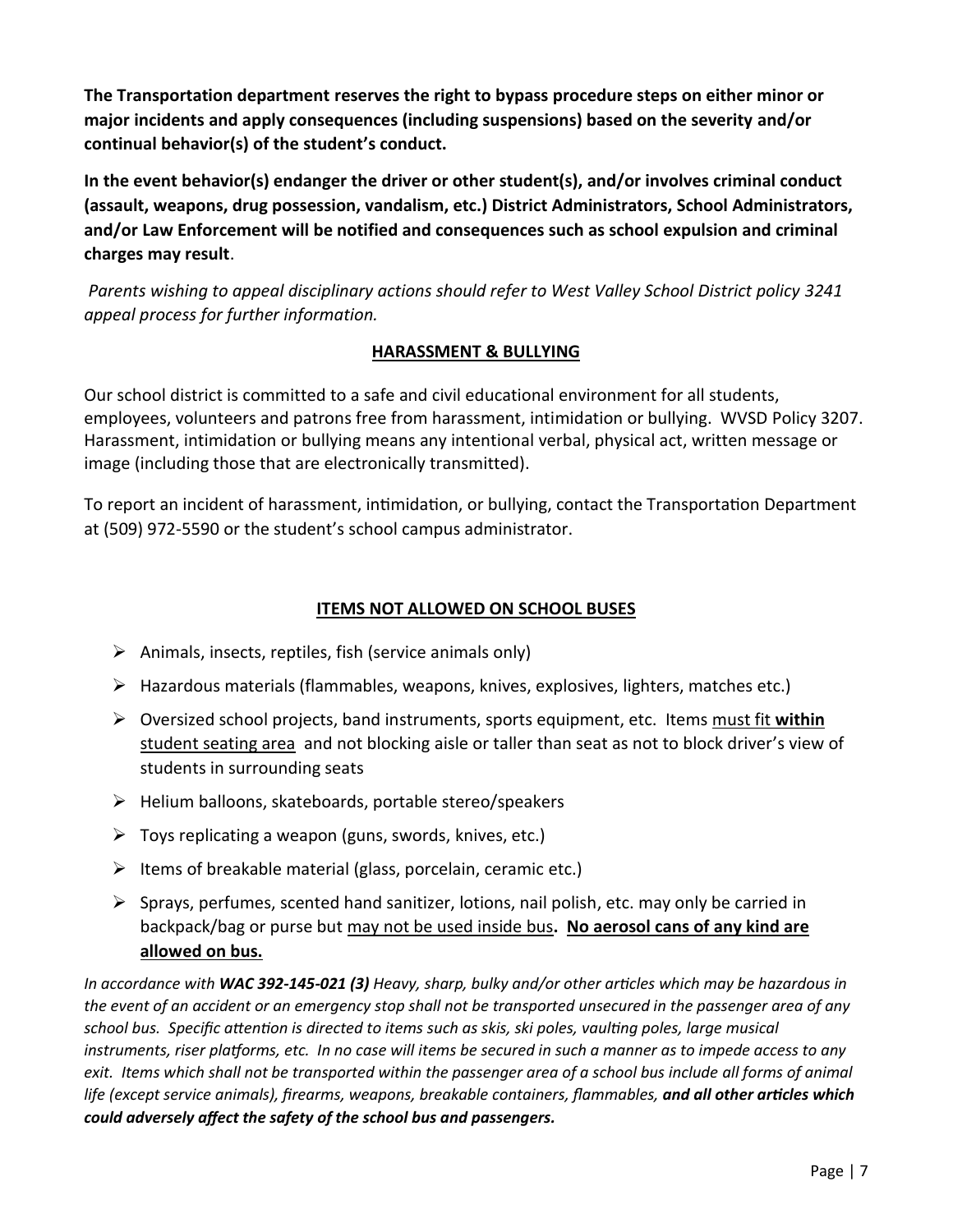**The Transportation department reserves the right to bypass procedure steps on either minor or major incidents and apply consequences (including suspensions) based on the severity and/or continual behavior(s) of the student's conduct.**

**In the event behavior(s) endanger the driver or other student(s), and/or involves criminal conduct (assault, weapons, drug possession, vandalism, etc.) District Administrators, School Administrators, and/or Law Enforcement will be notified and consequences such as school expulsion and criminal charges may result**.

*Parents wishing to appeal disciplinary actions should refer to West Valley School District policy 3241 appeal process for further information.*

## HARASSMENT & BULLYING

Our school district is committed to a safe and civil educational environment for all students, employees, volunteers and patrons free from harassment, intimidation or bullying. WVSD Policy 3207. Harassment, intimidation or bullying means any intentional verbal, physical act, written message or image (including those that are electronically transmitted).

To report an incident of harassment, intimidation, or bullying, contact the Transportation Department at (509) 972-5590 or the student's school campus administrator.

## ITEMS NOT ALLOWED ON SCHOOL BUSES

- Animals, insects, reptiles, fish (service animals only)
- Hazardous materials (flammables, weapons, knives, explosives, lighters, matches etc.)
- Oversized school projects, band instruments, sports equipment, etc. Items must fit **within** student seating area and not blocking aisle or taller than seat as not to block driver's view of students in surrounding seats
- Helium balloons, skateboards, portable stereo/speakers
- Toys replicating a weapon (guns, swords, knives, etc.)
- Items of breakable material (glass, porcelain, ceramic etc.)
- Sprays, perfumes, scented hand sanitizer, lotions, nail polish, etc. may only be carried in backpack/bag or purse but may not be used inside bus**. No aerosol cans of any kind are allowed on bus.**

*In accordance with **WAC 392-145-021 (3)** Heavy, sharp, bulky and/or other articles which may be hazardous in the event of an accident or an emergency stop shall not be transported unsecured in the passenger area of any school bus. Specific attention is directed to items such as skis, ski poles, vaulting poles, large musical instruments, riser platforms, etc. In no case will items be secured in such a manner as to impede access to any exit. Items which shall not be transported within the passenger area of a school bus include all forms of animal life (except service animals), firearms, weapons, breakable containers, flammables, **and all other articles which could adversely affect the safety of the school bus and passengers.***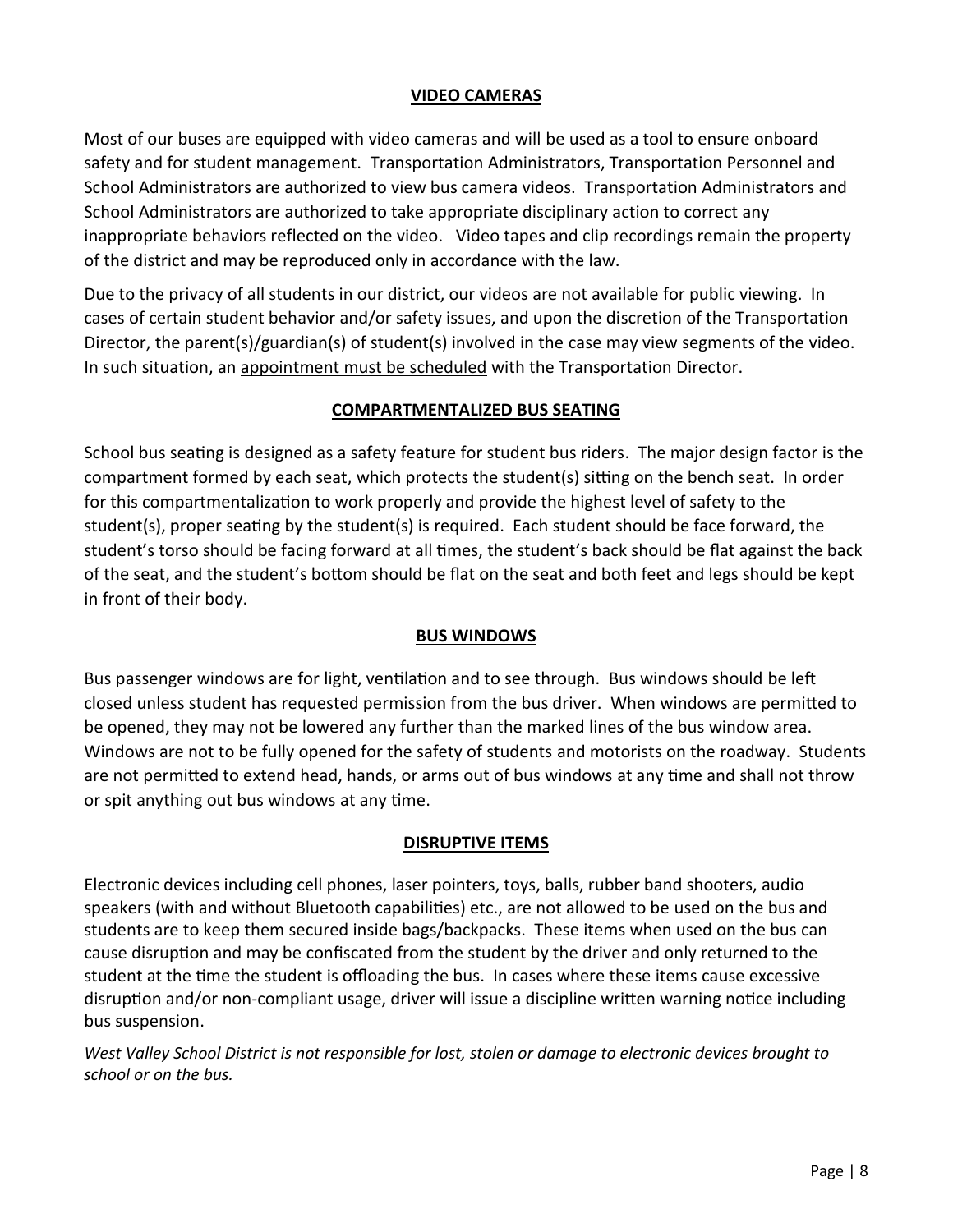## VIDEO CAMERAS

Most of our buses are equipped with video cameras and will be used as a tool to ensure onboard safety and for student management. Transportation Administrators, Transportation Personnel and School Administrators are authorized to view bus camera videos. Transportation Administrators and School Administrators are authorized to take appropriate disciplinary action to correct any inappropriate behaviors reflected on the video. Video tapes and clip recordings remain the property of the district and may be reproduced only in accordance with the law.

Due to the privacy of all students in our district, our videos are not available for public viewing. In cases of certain student behavior and/or safety issues, and upon the discretion of the Transportation Director, the parent(s)/guardian(s) of student(s) involved in the case may view segments of the video. In such situation, an <u>appointment must be scheduled</u> with the Transportation Director.

## COMPARTMENTALIZED BUS SEATING

School bus seating is designed as a safety feature for student bus riders. The major design factor is the compartment formed by each seat, which protects the student(s) sitting on the bench seat. In order for this compartmentalization to work properly and provide the highest level of safety to the student(s), proper seating by the student(s) is required. Each student should be face forward, the student's torso should be facing forward at all times, the student's back should be flat against the back of the seat, and the student's bottom should be flat on the seat and both feet and legs should be kept in front of their body.

## BUS WINDOWS

Bus passenger windows are for light, ventilation and to see through. Bus windows should be left closed unless student has requested permission from the bus driver. When windows are permitted to be opened, they may not be lowered any further than the marked lines of the bus window area. Windows are not to be fully opened for the safety of students and motorists on the roadway. Students are not permitted to extend head, hands, or arms out of bus windows at any time and shall not throw or spit anything out bus windows at any time.

## DISRUPTIVE ITEMS

Electronic devices including cell phones, laser pointers, toys, balls, rubber band shooters, audio speakers (with and without Bluetooth capabilities) etc., are not allowed to be used on the bus and students are to keep them secured inside bags/backpacks. These items when used on the bus can cause disruption and may be confiscated from the student by the driver and only returned to the student at the time the student is offloading the bus. In cases where these items cause excessive disruption and/or non-compliant usage, driver will issue a discipline written warning notice including bus suspension.

*West Valley School District is not responsible for lost, stolen or damage to electronic devices brought to school or on the bus.*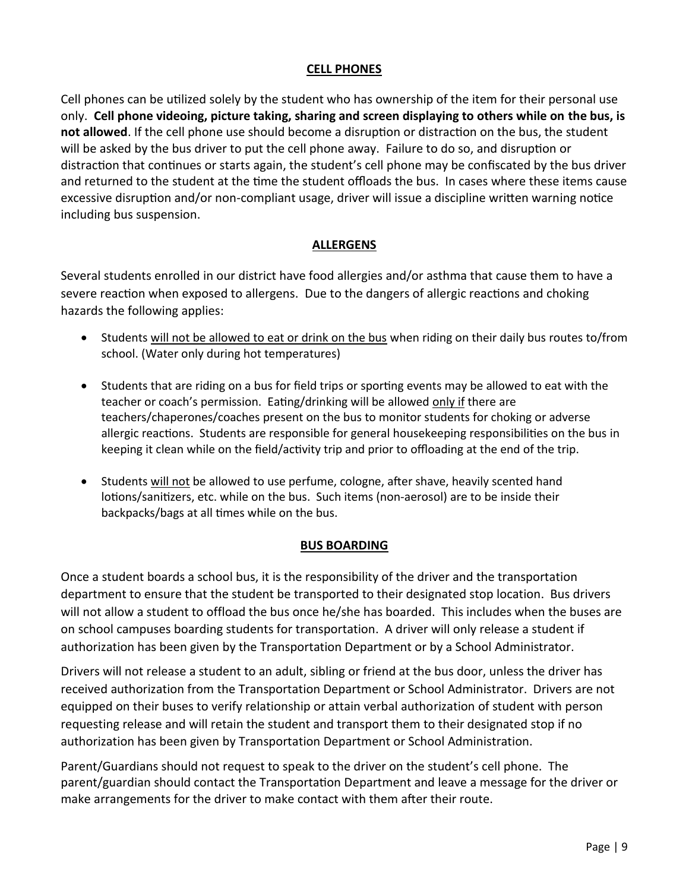## CELL PHONES

Cell phones can be utilized solely by the student who has ownership of the item for their personal use only. **Cell phone videoing, picture taking, sharing and screen displaying to others while on the bus, is not allowed**. If the cell phone use should become a disruption or distraction on the bus, the student will be asked by the bus driver to put the cell phone away. Failure to do so, and disruption or distraction that continues or starts again, the student's cell phone may be confiscated by the bus driver and returned to the student at the time the student offloads the bus. In cases where these items cause excessive disruption and/or non-compliant usage, driver will issue a discipline written warning notice including bus suspension.

## ALLERGENS

Several students enrolled in our district have food allergies and/or asthma that cause them to have a severe reaction when exposed to allergens. Due to the dangers of allergic reactions and choking hazards the following applies:

- Students <u>will not be allowed to eat or drink on the bus</u> when riding on their daily bus routes to/from school. (Water only during hot temperatures)
- Students that are riding on a bus for field trips or sporting events may be allowed to eat with the teacher or coach's permission. Eating/drinking will be allowed <u>only if</u> there are teachers/chaperones/coaches present on the bus to monitor students for choking or adverse allergic reactions. Students are responsible for general housekeeping responsibilities on the bus in keeping it clean while on the field/activity trip and prior to offloading at the end of the trip.
- Students <u>will not</u> be allowed to use perfume, cologne, after shave, heavily scented hand lotions/sanitizers, etc. while on the bus. Such items (non-aerosol) are to be inside their backpacks/bags at all times while on the bus.

## BUS BOARDING

Once a student boards a school bus, it is the responsibility of the driver and the transportation department to ensure that the student be transported to their designated stop location. Bus drivers will not allow a student to offload the bus once he/she has boarded. This includes when the buses are on school campuses boarding students for transportation. A driver will only release a student if authorization has been given by the Transportation Department or by a School Administrator.

Drivers will not release a student to an adult, sibling or friend at the bus door, unless the driver has received authorization from the Transportation Department or School Administrator. Drivers are not equipped on their buses to verify relationship or attain verbal authorization of student with person requesting release and will retain the student and transport them to their designated stop if no authorization has been given by Transportation Department or School Administration.

Parent/Guardians should not request to speak to the driver on the student's cell phone. The parent/guardian should contact the Transportation Department and leave a message for the driver or make arrangements for the driver to make contact with them after their route.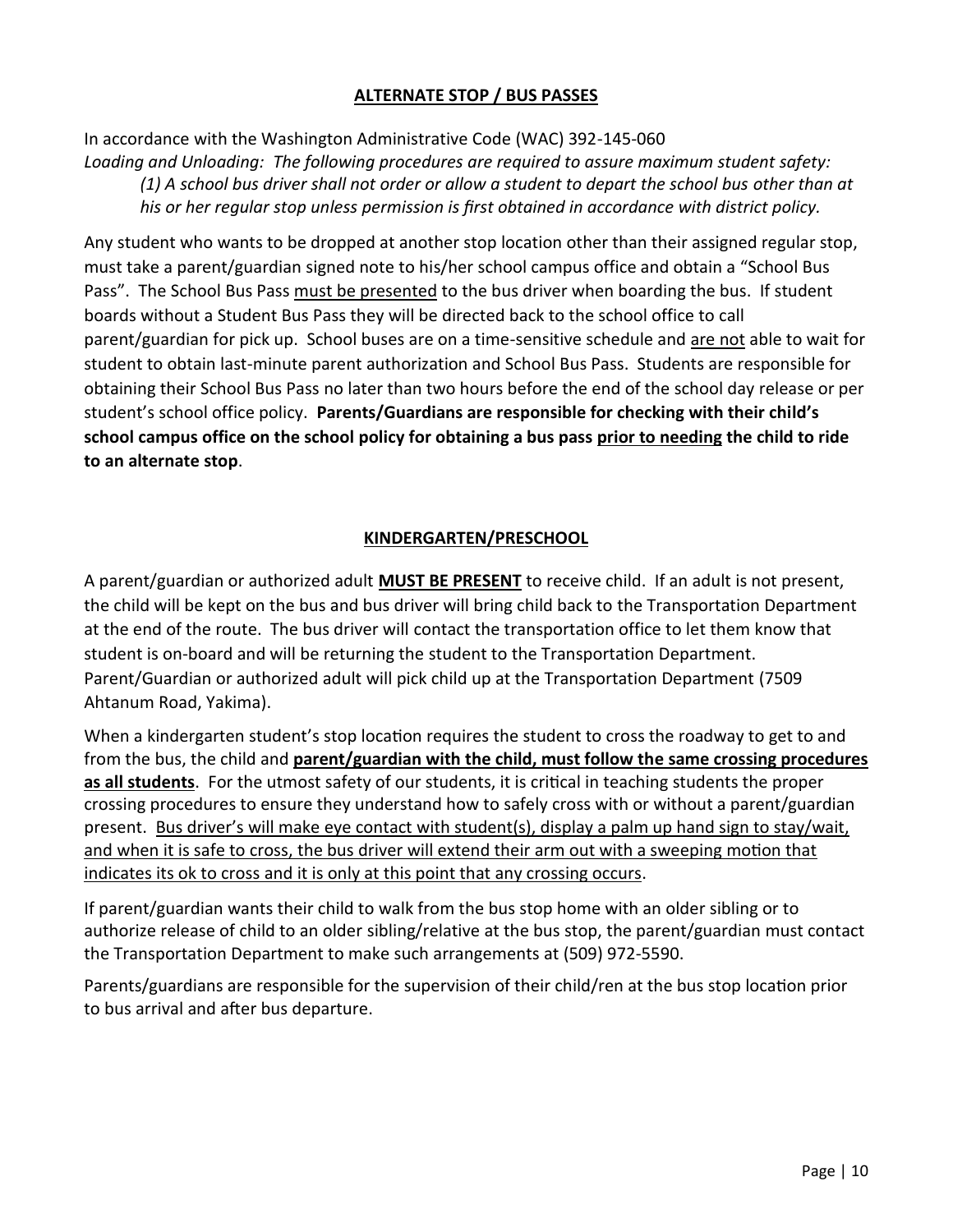## <u>ALTERNATE STOP / BUS PASSES</u>

In accordance with the Washington Administrative Code (WAC) 392-145-060
*Loading and Unloading: The following procedures are required to assure maximum student safety:*

> *(1) A school bus driver shall not order or allow a student to depart the school bus other than at his or her regular stop unless permission is first obtained in accordance with district policy.*

Any student who wants to be dropped at another stop location other than their assigned regular stop, must take a parent/guardian signed note to his/her school campus office and obtain a "School Bus Pass". The School Bus Pass <u>must be presented</u> to the bus driver when boarding the bus. If student boards without a Student Bus Pass they will be directed back to the school office to call parent/guardian for pick up. School buses are on a time-sensitive schedule and <u>are not</u> able to wait for student to obtain last-minute parent authorization and School Bus Pass. Students are responsible for obtaining their School Bus Pass no later than two hours before the end of the school day release or per student's school office policy. **Parents/Guardians are responsible for checking with their child's school campus office on the school policy for obtaining a bus pass <u>prior to needing</u> the child to ride to an alternate stop**.

## <u>KINDERGARTEN/PRESCHOOL</u>

A parent/guardian or authorized adult **<u>MUST BE PRESENT</u>** to receive child. If an adult is not present, the child will be kept on the bus and bus driver will bring child back to the Transportation Department at the end of the route. The bus driver will contact the transportation office to let them know that student is on-board and will be returning the student to the Transportation Department. Parent/Guardian or authorized adult will pick child up at the Transportation Department (7509 Ahtanum Road, Yakima).

When a kindergarten student's stop location requires the student to cross the roadway to get to and from the bus, the child and **<u>parent/guardian with the child, must follow the same crossing procedures as all students</u>**. For the utmost safety of our students, it is critical in teaching students the proper crossing procedures to ensure they understand how to safely cross with or without a parent/guardian present. <u>Bus driver's will make eye contact with student(s), display a palm up hand sign to stay/wait, and when it is safe to cross, the bus driver will extend their arm out with a sweeping motion that indicates its ok to cross and it is only at this point that any crossing occurs</u>.

If parent/guardian wants their child to walk from the bus stop home with an older sibling or to authorize release of child to an older sibling/relative at the bus stop, the parent/guardian must contact the Transportation Department to make such arrangements at (509) 972-5590.

Parents/guardians are responsible for the supervision of their child/ren at the bus stop location prior to bus arrival and after bus departure.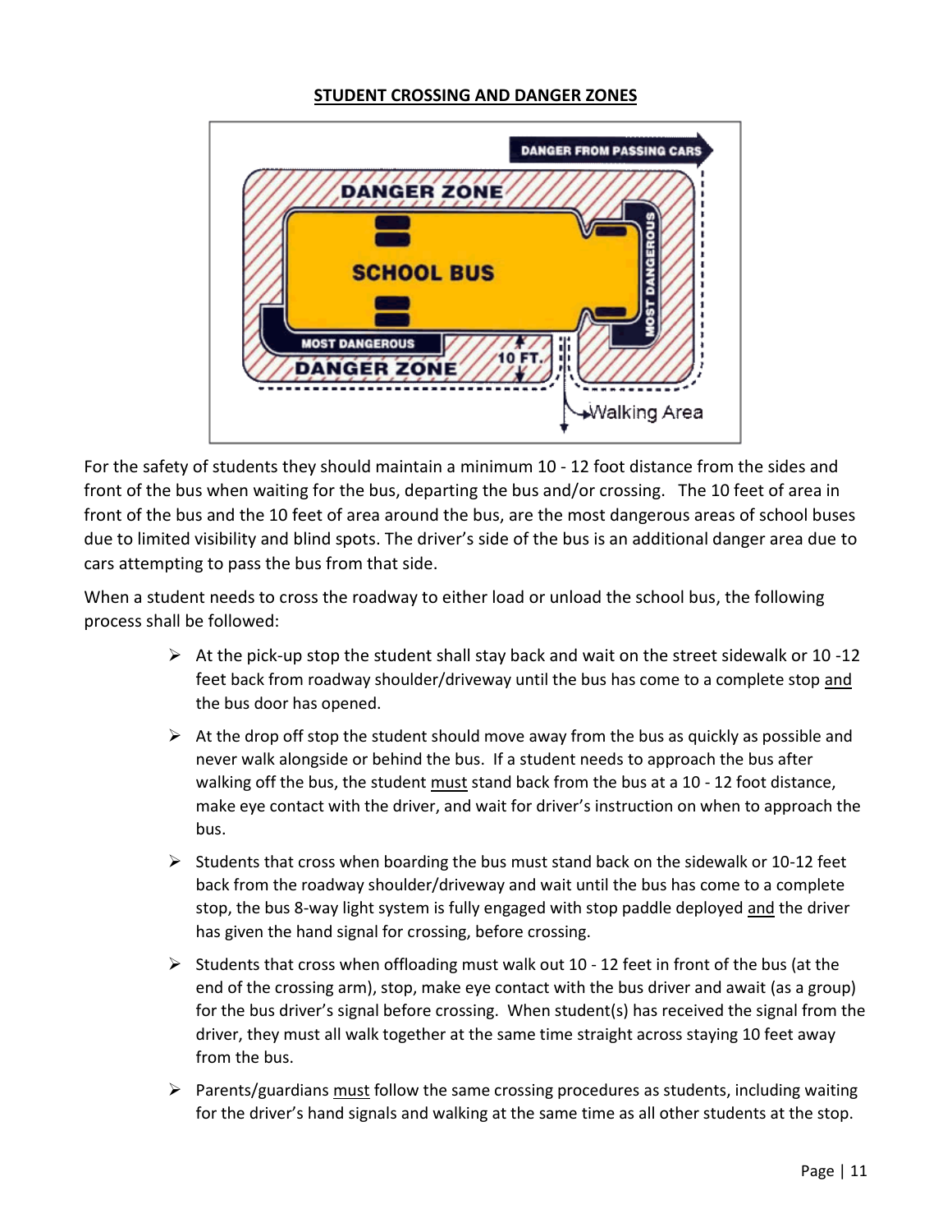**STUDENT CROSSING AND DANGER ZONES**

For the safety of students they should maintain a minimum 10 - 12 foot distance from the sides and front of the bus when waiting for the bus, departing the bus and/or crossing. The 10 feet of area in front of the bus and the 10 feet of area around the bus, are the most dangerous areas of school buses due to limited visibility and blind spots. The driver's side of the bus is an additional danger area due to cars attempting to pass the bus from that side.

When a student needs to cross the roadway to either load or unload the school bus, the following process shall be followed:

- At the pick-up stop the student shall stay back and wait on the street sidewalk or 10 -12 feet back from roadway shoulder/driveway until the bus has come to a complete stop <u>and</u> the bus door has opened.
- At the drop off stop the student should move away from the bus as quickly as possible and never walk alongside or behind the bus. If a student needs to approach the bus after walking off the bus, the student <u>must</u> stand back from the bus at a 10 - 12 foot distance, make eye contact with the driver, and wait for driver's instruction on when to approach the bus.
- Students that cross when boarding the bus must stand back on the sidewalk or 10-12 feet back from the roadway shoulder/driveway and wait until the bus has come to a complete stop, the bus 8-way light system is fully engaged with stop paddle deployed <u>and</u> the driver has given the hand signal for crossing, before crossing.
- Students that cross when offloading must walk out 10 - 12 feet in front of the bus (at the end of the crossing arm), stop, make eye contact with the bus driver and await (as a group) for the bus driver's signal before crossing. When student(s) has received the signal from the driver, they must all walk together at the same time straight across staying 10 feet away from the bus.
- Parents/guardians <u>must</u> follow the same crossing procedures as students, including waiting for the driver's hand signals and walking at the same time as all other students at the stop.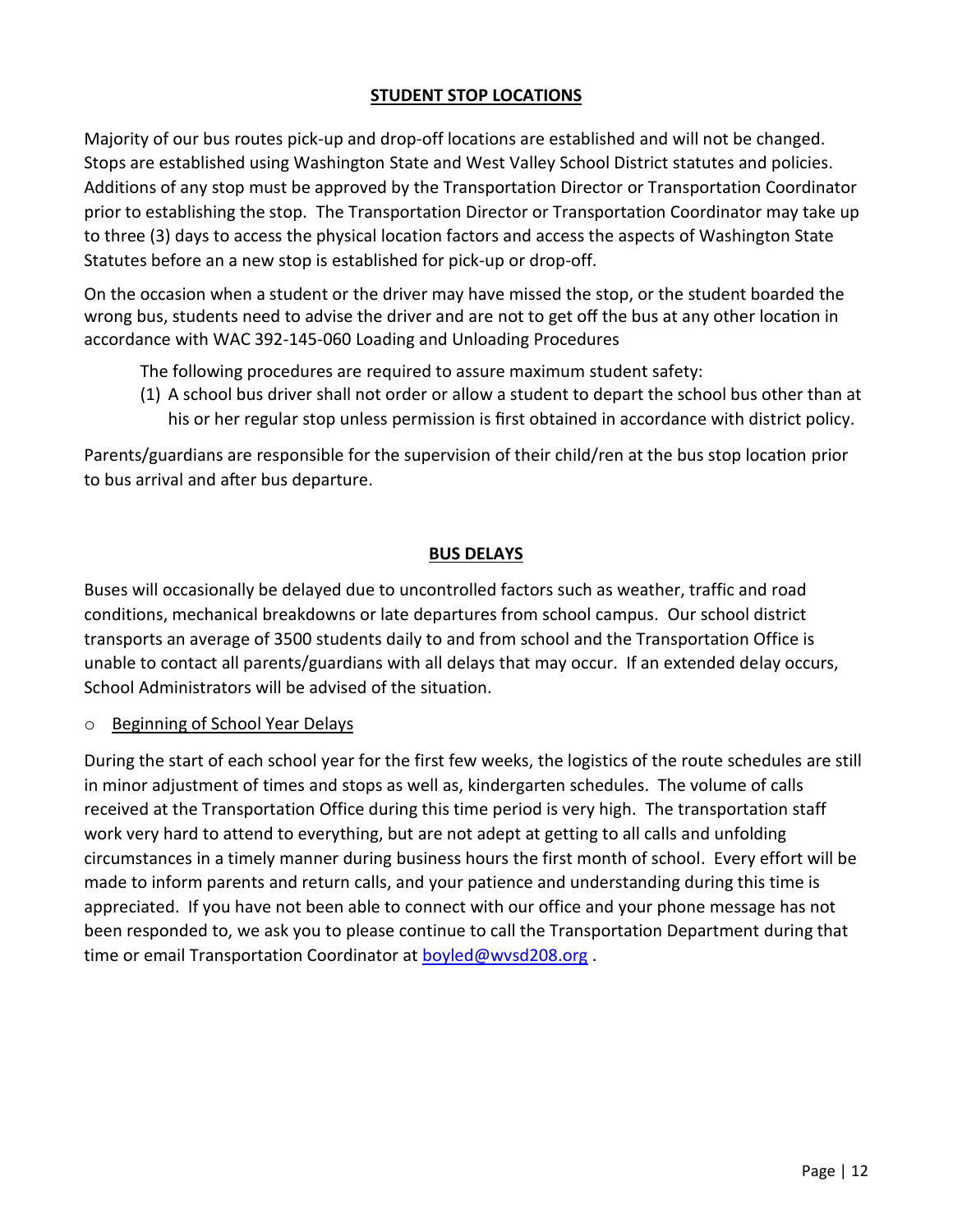## STUDENT STOP LOCATIONS

Majority of our bus routes pick-up and drop-off locations are established and will not be changed. Stops are established using Washington State and West Valley School District statutes and policies. Additions of any stop must be approved by the Transportation Director or Transportation Coordinator prior to establishing the stop. The Transportation Director or Transportation Coordinator may take up to three (3) days to access the physical location factors and access the aspects of Washington State Statutes before an a new stop is established for pick-up or drop-off.

On the occasion when a student or the driver may have missed the stop, or the student boarded the wrong bus, students need to advise the driver and are not to get off the bus at any other location in accordance with WAC 392-145-060 Loading and Unloading Procedures

The following procedures are required to assure maximum student safety:

(1) A school bus driver shall not order or allow a student to depart the school bus other than at his or her regular stop unless permission is first obtained in accordance with district policy.

Parents/guardians are responsible for the supervision of their child/ren at the bus stop location prior to bus arrival and after bus departure.

## BUS DELAYS

Buses will occasionally be delayed due to uncontrolled factors such as weather, traffic and road conditions, mechanical breakdowns or late departures from school campus. Our school district transports an average of 3500 students daily to and from school and the Transportation Office is unable to contact all parents/guardians with all delays that may occur. If an extended delay occurs, School Administrators will be advised of the situation.

- Beginning of School Year Delays

During the start of each school year for the first few weeks, the logistics of the route schedules are still in minor adjustment of times and stops as well as, kindergarten schedules. The volume of calls received at the Transportation Office during this time period is very high. The transportation staff work very hard to attend to everything, but are not adept at getting to all calls and unfolding circumstances in a timely manner during business hours the first month of school. Every effort will be made to inform parents and return calls, and your patience and understanding during this time is appreciated. If you have not been able to connect with our office and your phone message has not been responded to, we ask you to please continue to call the Transportation Department during that time or email Transportation Coordinator at boyled@wvsd208.org .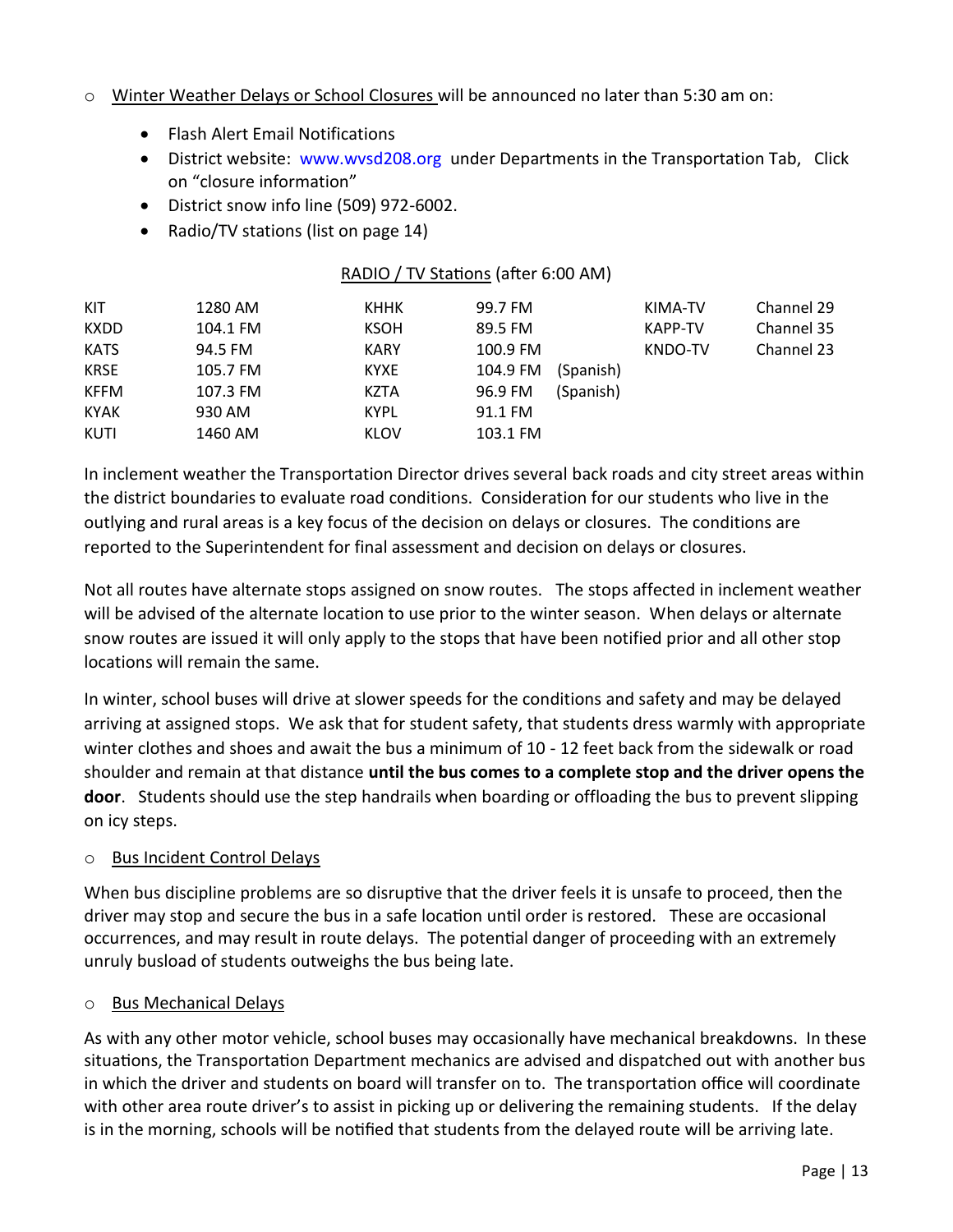- Winter Weather Delays or School Closures will be announced no later than 5:30 am on:
  - Flash Alert Email Notifications
  - District website: www.wvsd208.org under Departments in the Transportation Tab, Click on "closure information"
  - District snow info line (509) 972-6002.
  - Radio/TV stations (list on page 14)

RADIO / TV Stations (after 6:00 AM)

| | | | | | | |
|---|---|---|---|---|---|---|
| KIT | 1280 AM | KHHK | 99.7 FM | | KIMA-TV | Channel 29 |
| KXDD | 104.1 FM | KSOH | 89.5 FM | | KAPP-TV | Channel 35 |
| KATS | 94.5 FM | KARY | 100.9 FM | | KNDO-TV | Channel 23 |
| KRSE | 105.7 FM | KYXE | 104.9 FM | (Spanish) | | |
| KFFM | 107.3 FM | KZTA | 96.9 FM | (Spanish) | | |
| KYAK | 930 AM | KYPL | 91.1 FM | | | |
| KUTI | 1460 AM | KLOV | 103.1 FM | | | |

In inclement weather the Transportation Director drives several back roads and city street areas within the district boundaries to evaluate road conditions. Consideration for our students who live in the outlying and rural areas is a key focus of the decision on delays or closures. The conditions are reported to the Superintendent for final assessment and decision on delays or closures.

Not all routes have alternate stops assigned on snow routes. The stops affected in inclement weather will be advised of the alternate location to use prior to the winter season. When delays or alternate snow routes are issued it will only apply to the stops that have been notified prior and all other stop locations will remain the same.

In winter, school buses will drive at slower speeds for the conditions and safety and may be delayed arriving at assigned stops. We ask that for student safety, that students dress warmly with appropriate winter clothes and shoes and await the bus a minimum of 10 - 12 feet back from the sidewalk or road shoulder and remain at that distance **until the bus comes to a complete stop and the driver opens the door**. Students should use the step handrails when boarding or offloading the bus to prevent slipping on icy steps.

- Bus Incident Control Delays

When bus discipline problems are so disruptive that the driver feels it is unsafe to proceed, then the driver may stop and secure the bus in a safe location until order is restored. These are occasional occurrences, and may result in route delays. The potential danger of proceeding with an extremely unruly busload of students outweighs the bus being late.

- Bus Mechanical Delays

As with any other motor vehicle, school buses may occasionally have mechanical breakdowns. In these situations, the Transportation Department mechanics are advised and dispatched out with another bus in which the driver and students on board will transfer on to. The transportation office will coordinate with other area route driver's to assist in picking up or delivering the remaining students. If the delay is in the morning, schools will be notified that students from the delayed route will be arriving late.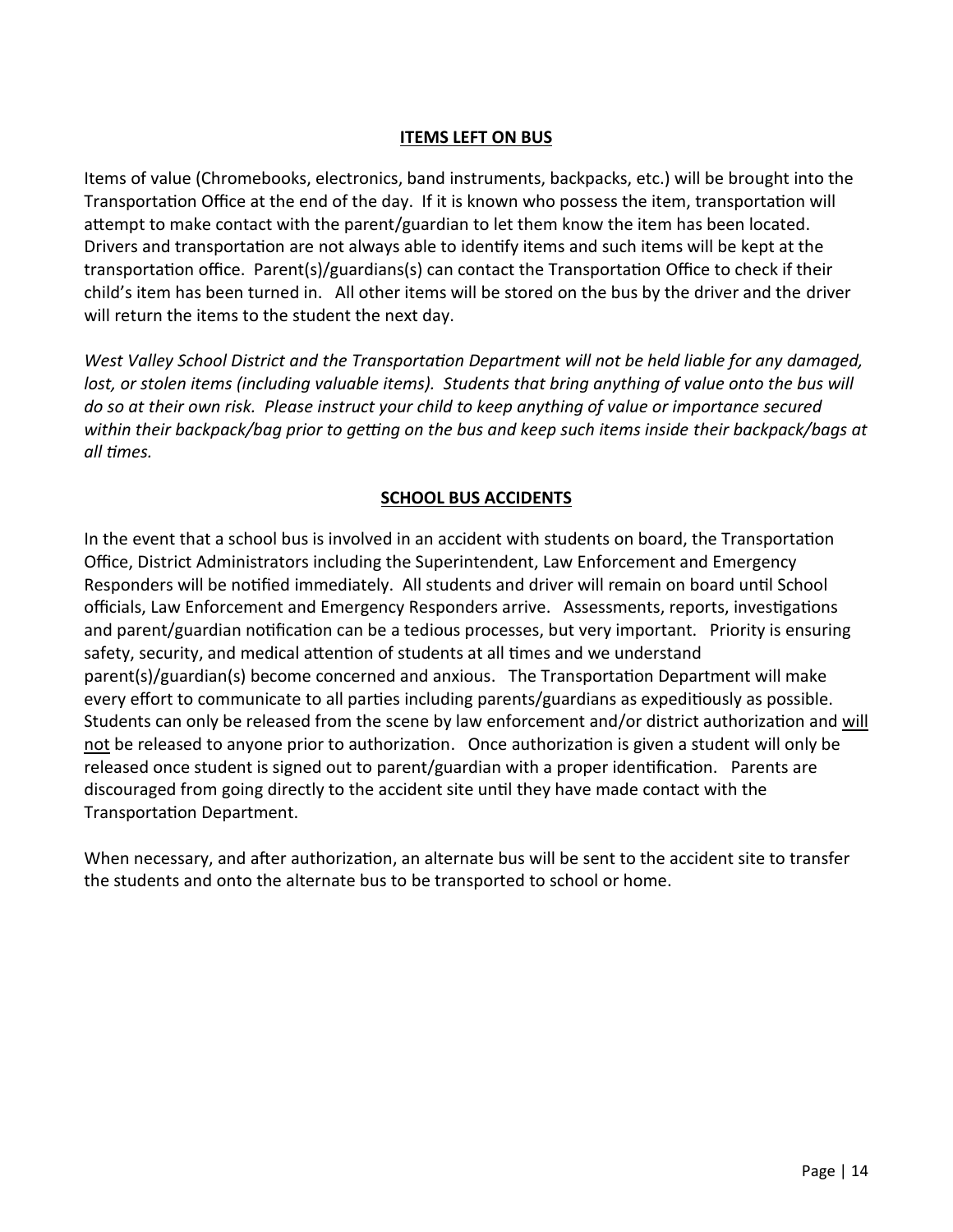## ITEMS LEFT ON BUS

Items of value (Chromebooks, electronics, band instruments, backpacks, etc.) will be brought into the Transportation Office at the end of the day. If it is known who possess the item, transportation will attempt to make contact with the parent/guardian to let them know the item has been located. Drivers and transportation are not always able to identify items and such items will be kept at the transportation office. Parent(s)/guardians(s) can contact the Transportation Office to check if their child's item has been turned in. All other items will be stored on the bus by the driver and the driver will return the items to the student the next day.

*West Valley School District and the Transportation Department will not be held liable for any damaged, lost, or stolen items (including valuable items). Students that bring anything of value onto the bus will do so at their own risk. Please instruct your child to keep anything of value or importance secured within their backpack/bag prior to getting on the bus and keep such items inside their backpack/bags at all times.*

## SCHOOL BUS ACCIDENTS

In the event that a school bus is involved in an accident with students on board, the Transportation Office, District Administrators including the Superintendent, Law Enforcement and Emergency Responders will be notified immediately. All students and driver will remain on board until School officials, Law Enforcement and Emergency Responders arrive. Assessments, reports, investigations and parent/guardian notification can be a tedious processes, but very important. Priority is ensuring safety, security, and medical attention of students at all times and we understand parent(s)/guardian(s) become concerned and anxious. The Transportation Department will make every effort to communicate to all parties including parents/guardians as expeditiously as possible. Students can only be released from the scene by law enforcement and/or district authorization and <u>will not</u> be released to anyone prior to authorization. Once authorization is given a student will only be released once student is signed out to parent/guardian with a proper identification. Parents are discouraged from going directly to the accident site until they have made contact with the Transportation Department.

When necessary, and after authorization, an alternate bus will be sent to the accident site to transfer the students and onto the alternate bus to be transported to school or home.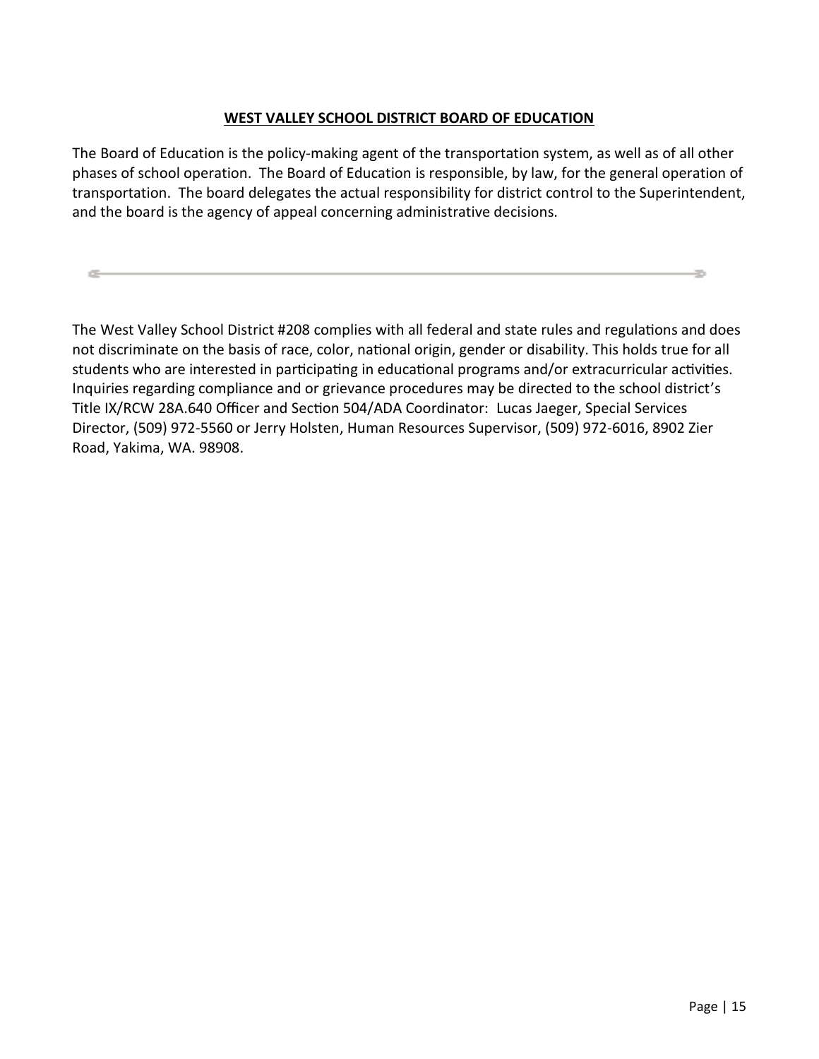## WEST VALLEY SCHOOL DISTRICT BOARD OF EDUCATION

The Board of Education is the policy-making agent of the transportation system, as well as of all other phases of school operation. The Board of Education is responsible, by law, for the general operation of transportation. The board delegates the actual responsibility for district control to the Superintendent, and the board is the agency of appeal concerning administrative decisions.

---

The West Valley School District #208 complies with all federal and state rules and regulations and does not discriminate on the basis of race, color, national origin, gender or disability. This holds true for all students who are interested in participating in educational programs and/or extracurricular activities. Inquiries regarding compliance and or grievance procedures may be directed to the school district's Title IX/RCW 28A.640 Officer and Section 504/ADA Coordinator: Lucas Jaeger, Special Services Director, (509) 972-5560 or Jerry Holsten, Human Resources Supervisor, (509) 972-6016, 8902 Zier Road, Yakima, WA. 98908.